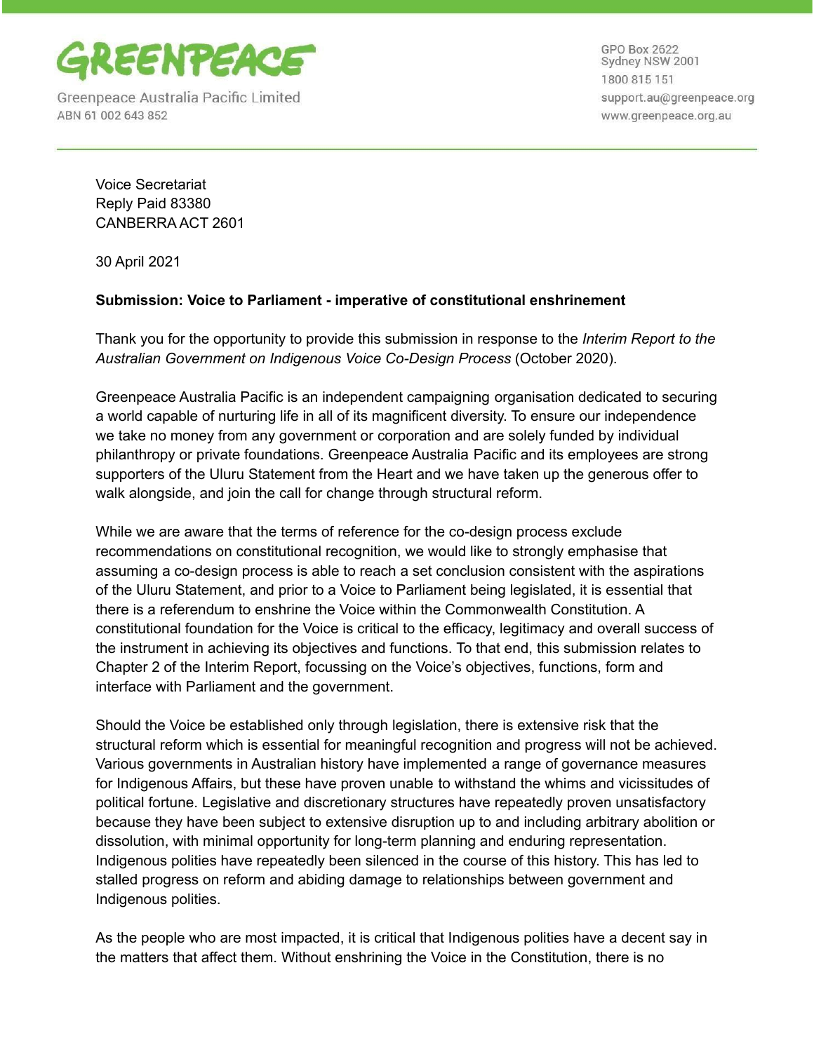GREENPEACE

Greenpeace Australia Pacific Limited
ABN 61 002 643 852

GPO Box 2622
Sydney NSW 2001
1800 815 151
support.au@greenpeace.org
www.greenpeace.org.au

Voice Secretariat
Reply Paid 83380
CANBERRA ACT 2601

30 April 2021

**Submission: Voice to Parliament - imperative of constitutional enshrinement**

Thank you for the opportunity to provide this submission in response to the *Interim Report to the Australian Government on Indigenous Voice Co-Design Process* (October 2020).

Greenpeace Australia Pacific is an independent campaigning organisation dedicated to securing a world capable of nurturing life in all of its magnificent diversity. To ensure our independence we take no money from any government or corporation and are solely funded by individual philanthropy or private foundations. Greenpeace Australia Pacific and its employees are strong supporters of the Uluru Statement from the Heart and we have taken up the generous offer to walk alongside, and join the call for change through structural reform.

While we are aware that the terms of reference for the co-design process exclude recommendations on constitutional recognition, we would like to strongly emphasise that assuming a co-design process is able to reach a set conclusion consistent with the aspirations of the Uluru Statement, and prior to a Voice to Parliament being legislated, it is essential that there is a referendum to enshrine the Voice within the Commonwealth Constitution. A constitutional foundation for the Voice is critical to the efficacy, legitimacy and overall success of the instrument in achieving its objectives and functions. To that end, this submission relates to Chapter 2 of the Interim Report, focussing on the Voice's objectives, functions, form and interface with Parliament and the government.

Should the Voice be established only through legislation, there is extensive risk that the structural reform which is essential for meaningful recognition and progress will not be achieved. Various governments in Australian history have implemented a range of governance measures for Indigenous Affairs, but these have proven unable to withstand the whims and vicissitudes of political fortune. Legislative and discretionary structures have repeatedly proven unsatisfactory because they have been subject to extensive disruption up to and including arbitrary abolition or dissolution, with minimal opportunity for long-term planning and enduring representation. Indigenous polities have repeatedly been silenced in the course of this history. This has led to stalled progress on reform and abiding damage to relationships between government and Indigenous polities.

As the people who are most impacted, it is critical that Indigenous polities have a decent say in the matters that affect them. Without enshrining the Voice in the Constitution, there is no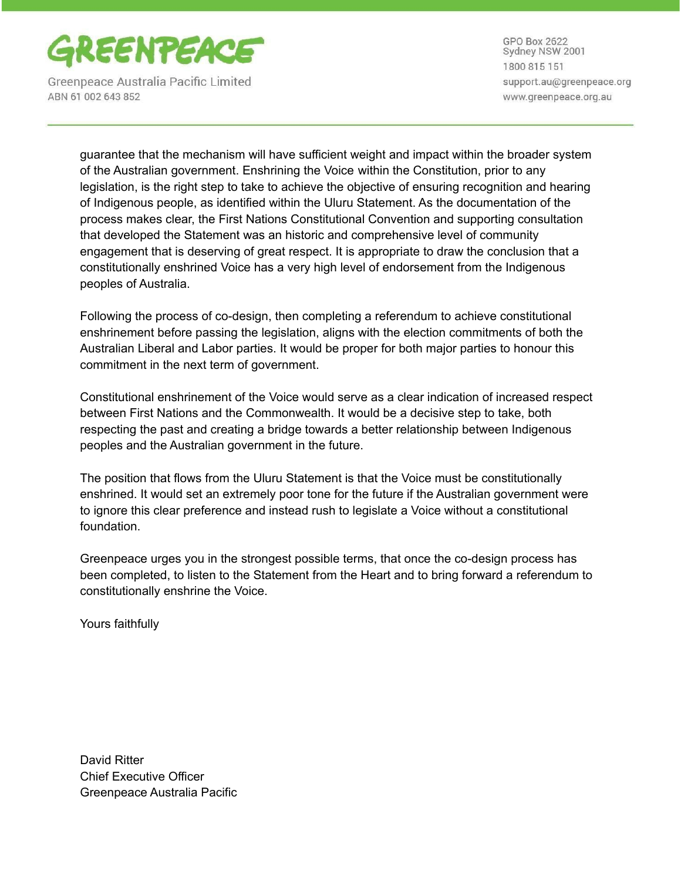guarantee that the mechanism will have sufficient weight and impact within the broader system of the Australian government. Enshrining the Voice within the Constitution, prior to any legislation, is the right step to take to achieve the objective of ensuring recognition and hearing of Indigenous people, as identified within the Uluru Statement. As the documentation of the process makes clear, the First Nations Constitutional Convention and supporting consultation that developed the Statement was an historic and comprehensive level of community engagement that is deserving of great respect. It is appropriate to draw the conclusion that a constitutionally enshrined Voice has a very high level of endorsement from the Indigenous peoples of Australia.

Following the process of co-design, then completing a referendum to achieve constitutional enshrinement before passing the legislation, aligns with the election commitments of both the Australian Liberal and Labor parties. It would be proper for both major parties to honour this commitment in the next term of government.

Constitutional enshrinement of the Voice would serve as a clear indication of increased respect between First Nations and the Commonwealth. It would be a decisive step to take, both respecting the past and creating a bridge towards a better relationship between Indigenous peoples and the Australian government in the future.

The position that flows from the Uluru Statement is that the Voice must be constitutionally enshrined. It would set an extremely poor tone for the future if the Australian government were to ignore this clear preference and instead rush to legislate a Voice without a constitutional foundation.

Greenpeace urges you in the strongest possible terms, that once the co-design process has been completed, to listen to the Statement from the Heart and to bring forward a referendum to constitutionally enshrine the Voice.

Yours faithfully

David Ritter
Chief Executive Officer
Greenpeace Australia Pacific